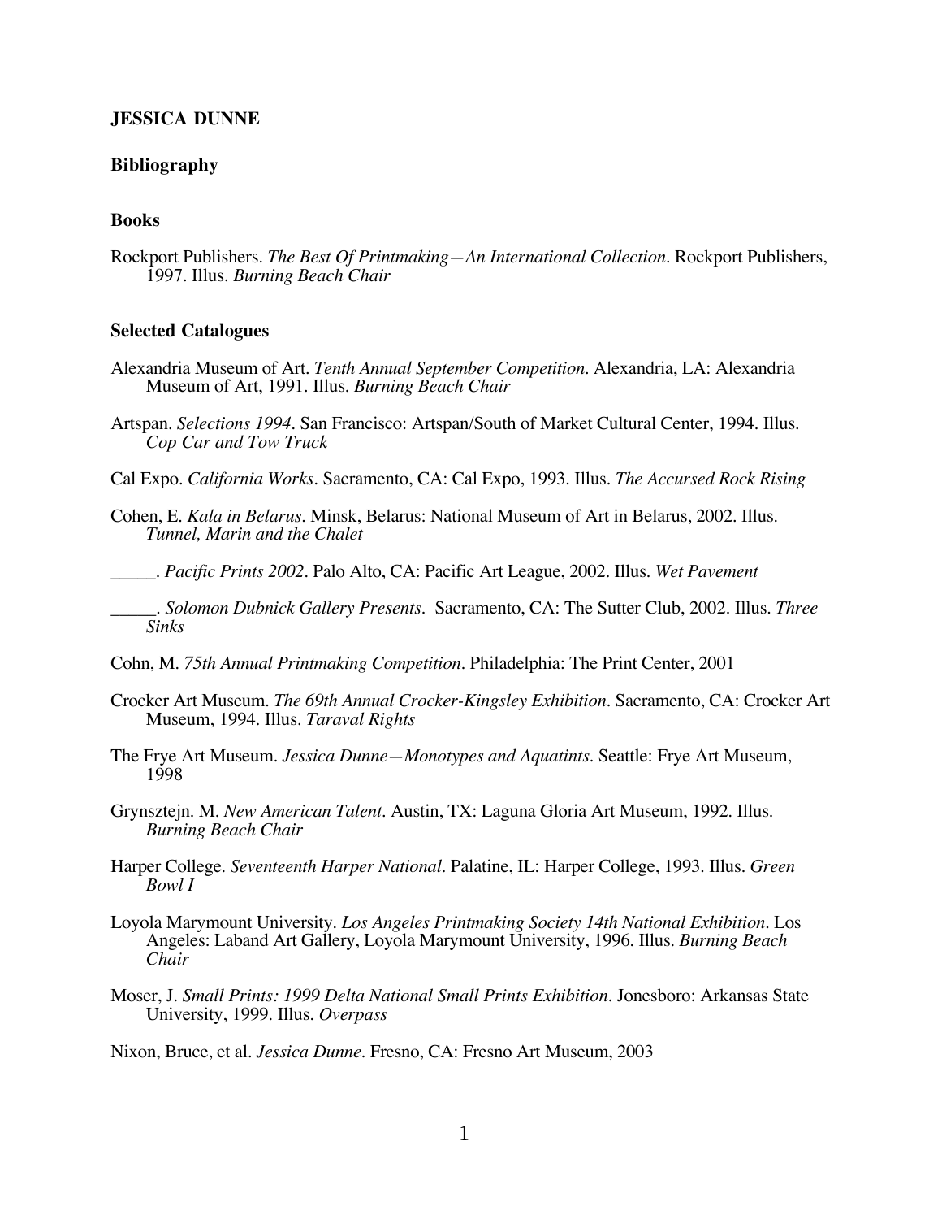**JESSICA DUNNE**

**Bibliography**

**Books**

Rockport Publishers. *The Best Of Printmaking—An International Collection*. Rockport Publishers, 1997. Illus. *Burning Beach Chair*

**Selected Catalogues**

Alexandria Museum of Art. *Tenth Annual September Competition*. Alexandria, LA: Alexandria Museum of Art, 1991. Illus. *Burning Beach Chair*

Artspan. *Selections 1994*. San Francisco: Artspan/South of Market Cultural Center, 1994. Illus. *Cop Car and Tow Truck*

Cal Expo. *California Works*. Sacramento, CA: Cal Expo, 1993. Illus. *The Accursed Rock Rising*

Cohen, E. *Kala in Belarus*. Minsk, Belarus: National Museum of Art in Belarus, 2002. Illus. *Tunnel, Marin and the Chalet*

_____. *Pacific Prints 2002*. Palo Alto, CA: Pacific Art League, 2002. Illus. *Wet Pavement*

_____. *Solomon Dubnick Gallery Presents*. Sacramento, CA: The Sutter Club, 2002. Illus. *Three Sinks*

Cohn, M. *75th Annual Printmaking Competition*. Philadelphia: The Print Center, 2001

Crocker Art Museum. *The 69th Annual Crocker-Kingsley Exhibition*. Sacramento, CA: Crocker Art Museum, 1994. Illus. *Taraval Rights*

The Frye Art Museum. *Jessica Dunne—Monotypes and Aquatints*. Seattle: Frye Art Museum, 1998

Grynsztejn. M. *New American Talent*. Austin, TX: Laguna Gloria Art Museum, 1992. Illus. *Burning Beach Chair*

Harper College. *Seventeenth Harper National*. Palatine, IL: Harper College, 1993. Illus. *Green Bowl I*

Loyola Marymount University. *Los Angeles Printmaking Society 14th National Exhibition*. Los Angeles: Laband Art Gallery, Loyola Marymount University, 1996. Illus. *Burning Beach Chair*

Moser, J. *Small Prints: 1999 Delta National Small Prints Exhibition*. Jonesboro: Arkansas State University, 1999. Illus. *Overpass*

Nixon, Bruce, et al. *Jessica Dunne*. Fresno, CA: Fresno Art Museum, 2003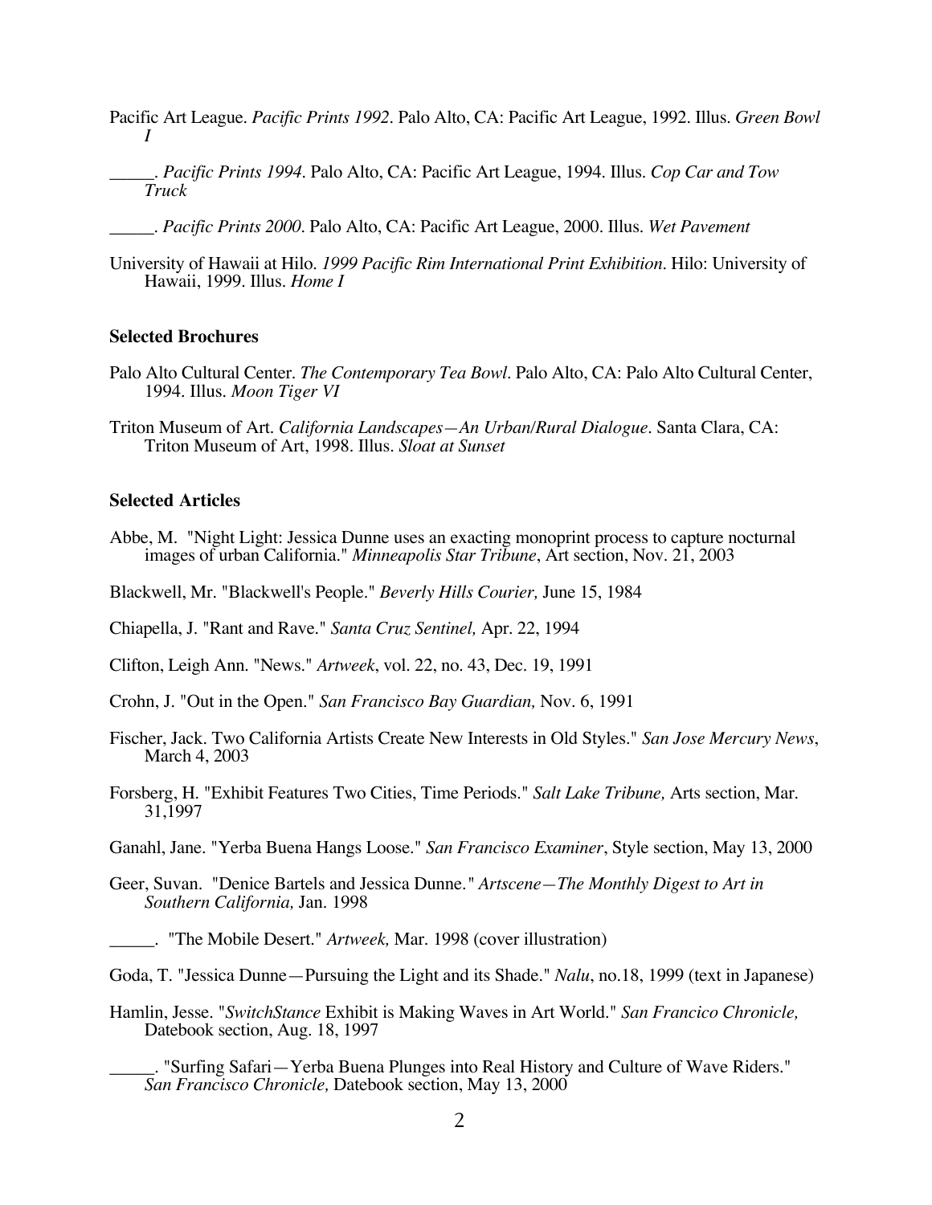Pacific Art League. *Pacific Prints 1992*. Palo Alto, CA: Pacific Art League, 1992. Illus. *Green Bowl I*

_____. *Pacific Prints 1994*. Palo Alto, CA: Pacific Art League, 1994. Illus. *Cop Car and Tow Truck*

_____. *Pacific Prints 2000*. Palo Alto, CA: Pacific Art League, 2000. Illus. *Wet Pavement*

University of Hawaii at Hilo. *1999 Pacific Rim International Print Exhibition*. Hilo: University of Hawaii, 1999. Illus. *Home I*

**Selected Brochures**

Palo Alto Cultural Center. *The Contemporary Tea Bowl*. Palo Alto, CA: Palo Alto Cultural Center, 1994. Illus. *Moon Tiger VI*

Triton Museum of Art. *California Landscapes—An Urban/Rural Dialogue*. Santa Clara, CA: Triton Museum of Art, 1998. Illus. *Sloat at Sunset*

**Selected Articles**

Abbe, M. "Night Light: Jessica Dunne uses an exacting monoprint process to capture nocturnal images of urban California." *Minneapolis Star Tribune*, Art section, Nov. 21, 2003

Blackwell, Mr. "Blackwell's People." *Beverly Hills Courier,* June 15, 1984

Chiapella, J. "Rant and Rave." *Santa Cruz Sentinel,* Apr. 22, 1994

Clifton, Leigh Ann. "News." *Artweek*, vol. 22, no. 43, Dec. 19, 1991

Crohn, J. "Out in the Open." *San Francisco Bay Guardian,* Nov. 6, 1991

Fischer, Jack. Two California Artists Create New Interests in Old Styles." *San Jose Mercury News*, March 4, 2003

Forsberg, H. "Exhibit Features Two Cities, Time Periods." *Salt Lake Tribune,* Arts section, Mar. 31,1997

Ganahl, Jane. "Yerba Buena Hangs Loose." *San Francisco Examiner*, Style section, May 13, 2000

Geer, Suvan. "Denice Bartels and Jessica Dunne." *Artscene—The Monthly Digest to Art in Southern California,* Jan. 1998

_____. "The Mobile Desert." *Artweek,* Mar. 1998 (cover illustration)

Goda, T. "Jessica Dunne—Pursuing the Light and its Shade." *Nalu*, no.18, 1999 (text in Japanese)

Hamlin, Jesse. "*SwitchStance* Exhibit is Making Waves in Art World." *San Francico Chronicle,* Datebook section, Aug. 18, 1997

_____. "Surfing Safari—Yerba Buena Plunges into Real History and Culture of Wave Riders." *San Francisco Chronicle,* Datebook section, May 13, 2000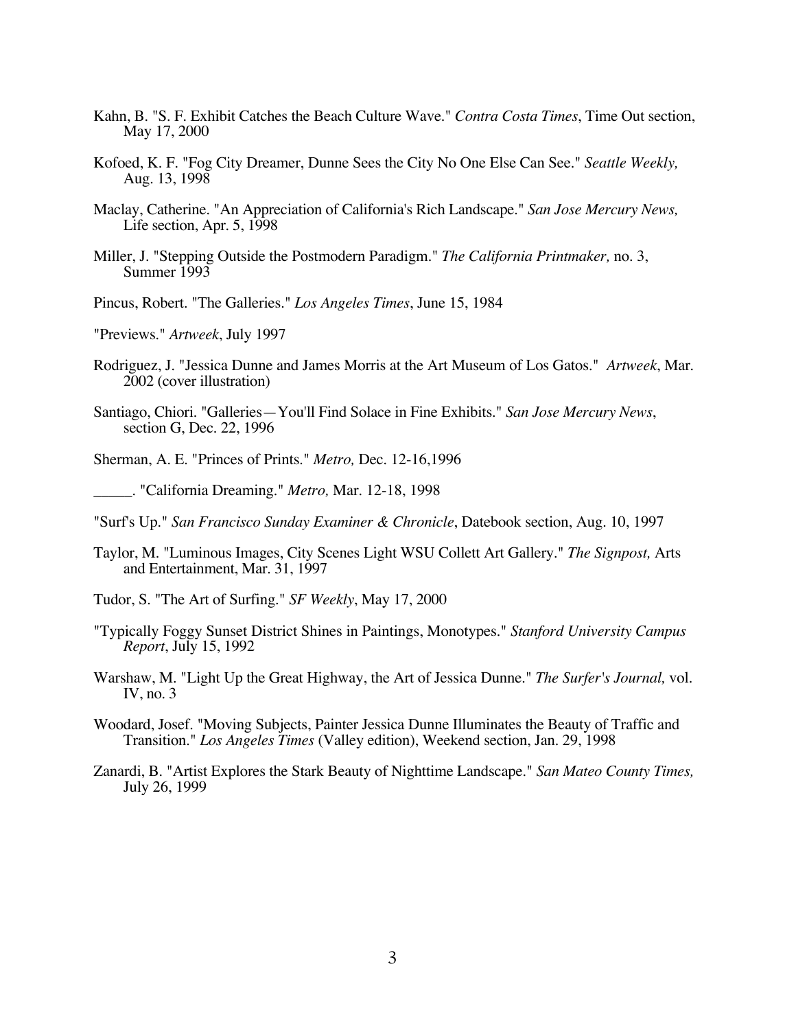Kahn, B. "S. F. Exhibit Catches the Beach Culture Wave." *Contra Costa Times*, Time Out section, May 17, 2000

Kofoed, K. F. "Fog City Dreamer, Dunne Sees the City No One Else Can See." *Seattle Weekly,* Aug. 13, 1998

Maclay, Catherine. "An Appreciation of California's Rich Landscape." *San Jose Mercury News,* Life section, Apr. 5, 1998

Miller, J. "Stepping Outside the Postmodern Paradigm." *The California Printmaker,* no. 3, Summer 1993

Pincus, Robert. "The Galleries." *Los Angeles Times*, June 15, 1984

"Previews." *Artweek*, July 1997

Rodriguez, J. "Jessica Dunne and James Morris at the Art Museum of Los Gatos." *Artweek*, Mar. 2002 (cover illustration)

Santiago, Chiori. "Galleries—You'll Find Solace in Fine Exhibits." *San Jose Mercury News*, section G, Dec. 22, 1996

Sherman, A. E. "Princes of Prints." *Metro,* Dec. 12-16,1996

_____. "California Dreaming." *Metro,* Mar. 12-18, 1998

"Surf's Up." *San Francisco Sunday Examiner & Chronicle*, Datebook section, Aug. 10, 1997

Taylor, M. "Luminous Images, City Scenes Light WSU Collett Art Gallery." *The Signpost,* Arts and Entertainment, Mar. 31, 1997

Tudor, S. "The Art of Surfing." *SF Weekly*, May 17, 2000

"Typically Foggy Sunset District Shines in Paintings, Monotypes." *Stanford University Campus Report*, July 15, 1992

Warshaw, M. "Light Up the Great Highway, the Art of Jessica Dunne." *The Surfer's Journal,* vol. IV, no. 3

Woodard, Josef. "Moving Subjects, Painter Jessica Dunne Illuminates the Beauty of Traffic and Transition." *Los Angeles Times* (Valley edition), Weekend section, Jan. 29, 1998

Zanardi, B. "Artist Explores the Stark Beauty of Nighttime Landscape." *San Mateo County Times,* July 26, 1999